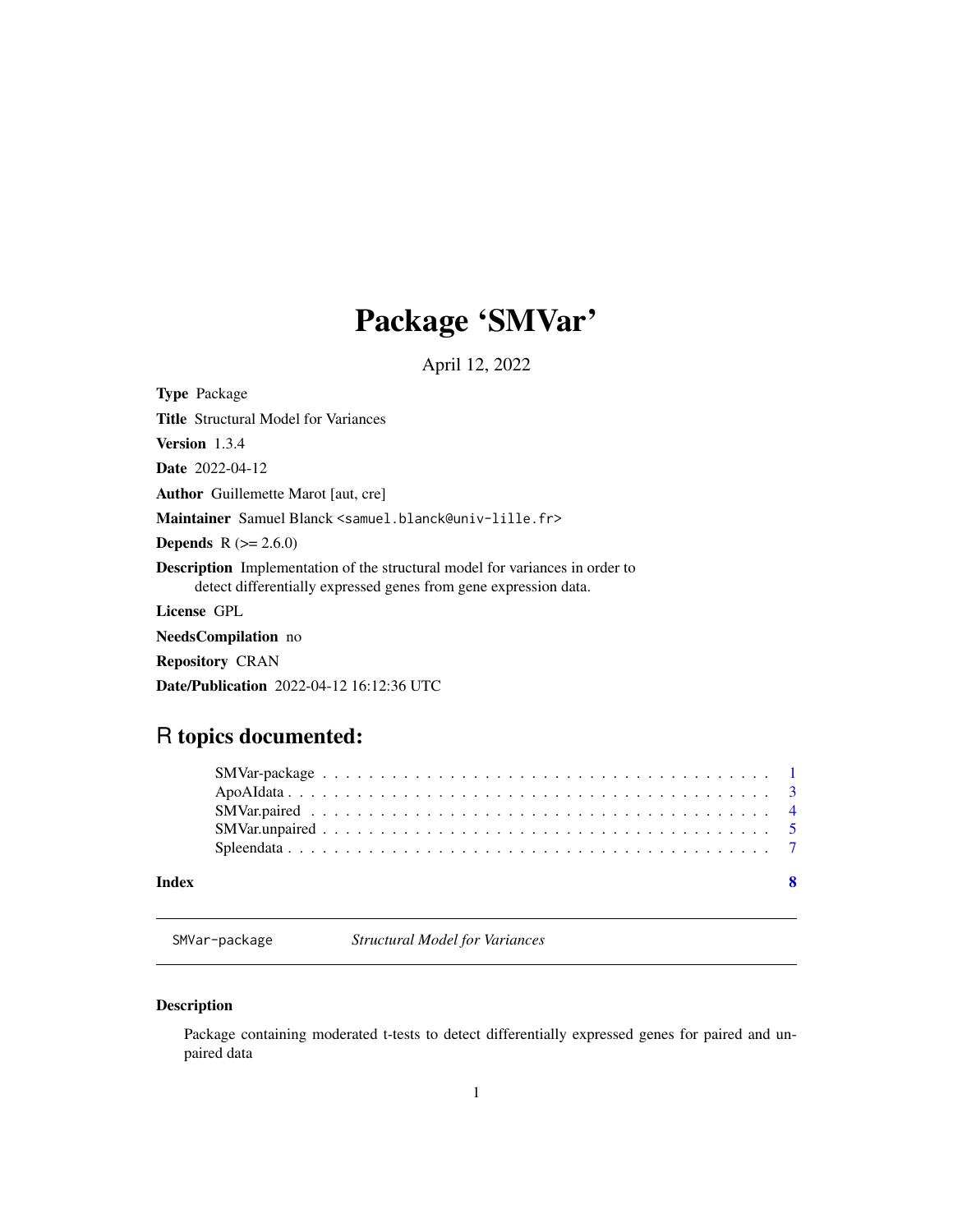# Package 'SMVar'

April 12, 2022

**Type** Package

**Title** Structural Model for Variances

**Version** 1.3.4

**Date** 2022-04-12

**Author** Guillemette Marot [aut, cre]

**Maintainer** Samuel Blanck <samuel.blanck@univ-lille.fr>

**Depends** R (>= 2.6.0)

**Description** Implementation of the structural model for variances in order to detect differentially expressed genes from gene expression data.

**License** GPL

**NeedsCompilation** no

**Repository** CRAN

**Date/Publication** 2022-04-12 16:12:36 UTC

## R topics documented:

- SMVar-package . . . . . . . . . . . . . . . . . . . . . . . . . . . . . . . . . . . . . . . 1
- ApoAIdata . . . . . . . . . . . . . . . . . . . . . . . . . . . . . . . . . . . . . . . . . . 3
- SMVar.paired . . . . . . . . . . . . . . . . . . . . . . . . . . . . . . . . . . . . . . . . 4
- SMVar.unpaired . . . . . . . . . . . . . . . . . . . . . . . . . . . . . . . . . . . . . . . 5
- Spleendata . . . . . . . . . . . . . . . . . . . . . . . . . . . . . . . . . . . . . . . . . 7

**Index** **8**

---

SMVar-package *Structural Model for Variances*

---

### Description

Package containing moderated t-tests to detect differentially expressed genes for paired and unpaired data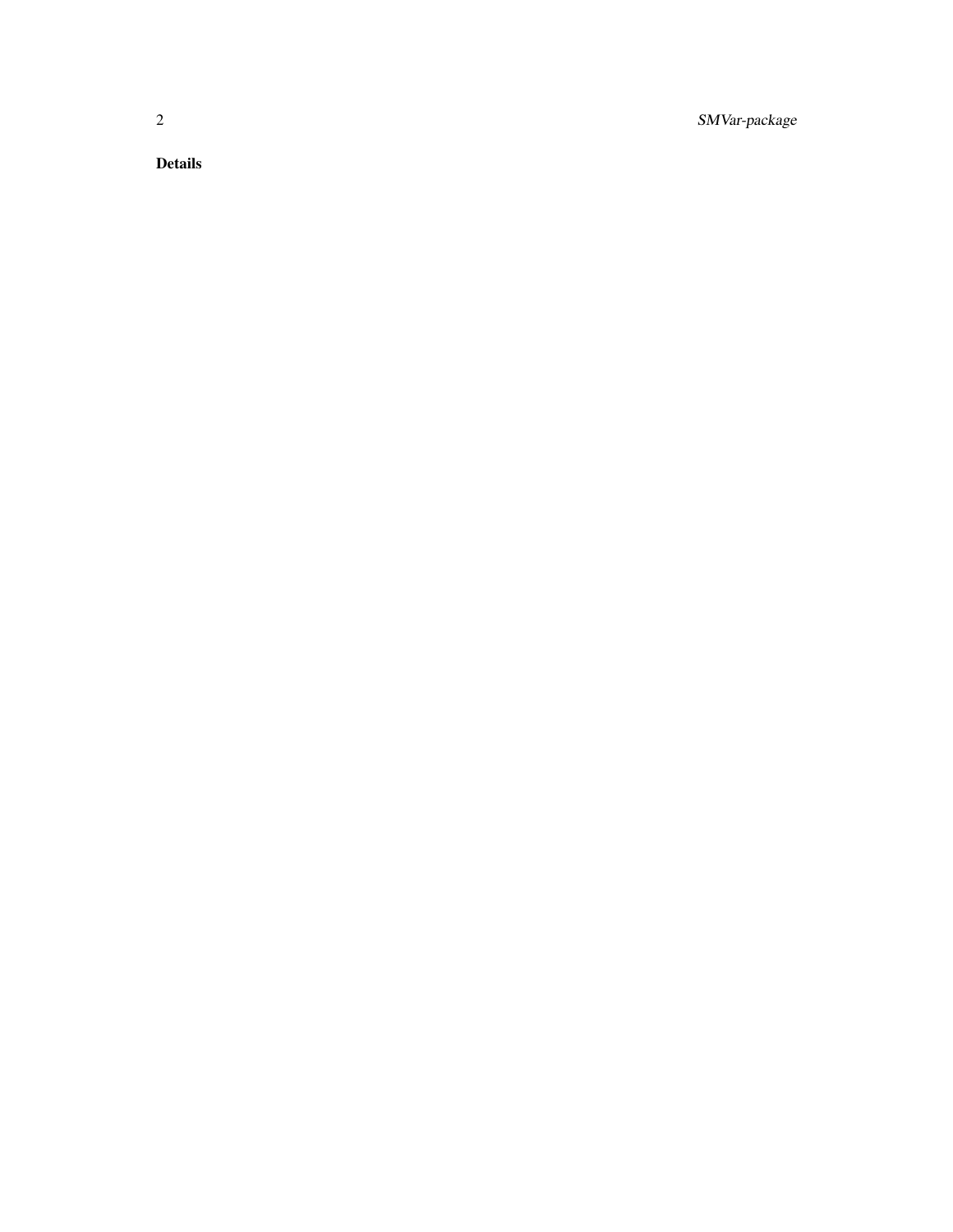### Details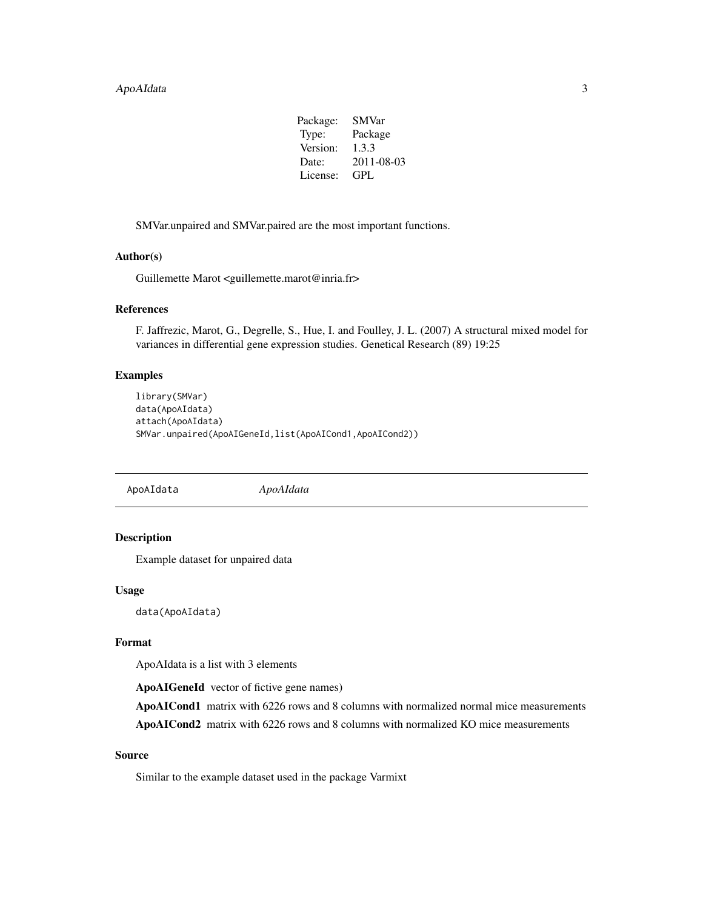| Package: | SMVar |
|---|---|
| Type: | Package |
| Version: | 1.3.3 |
| Date: | 2011-08-03 |
| License: | GPL |

SMVar.unpaired and SMVar.paired are the most important functions.

### Author(s)

Guillemette Marot <guillemette.marot@inria.fr>

### References

F. Jaffrezic, Marot, G., Degrelle, S., Hue, I. and Foulley, J. L. (2007) A structural mixed model for variances in differential gene expression studies. Genetical Research (89) 19:25

### Examples

```
library(SMVar)
data(ApoAIdata)
attach(ApoAIdata)
SMVar.unpaired(ApoAIGeneId,list(ApoAICond1,ApoAICond2))
```

---

## ApoAIdata — *ApoAIdata*

---

### Description

Example dataset for unpaired data

### Usage

```
data(ApoAIdata)
```

### Format

ApoAIdata is a list with 3 elements

**ApoAIGeneId** vector of fictive gene names)

**ApoAICond1** matrix with 6226 rows and 8 columns with normalized normal mice measurements

**ApoAICond2** matrix with 6226 rows and 8 columns with normalized KO mice measurements

### Source

Similar to the example dataset used in the package Varmixt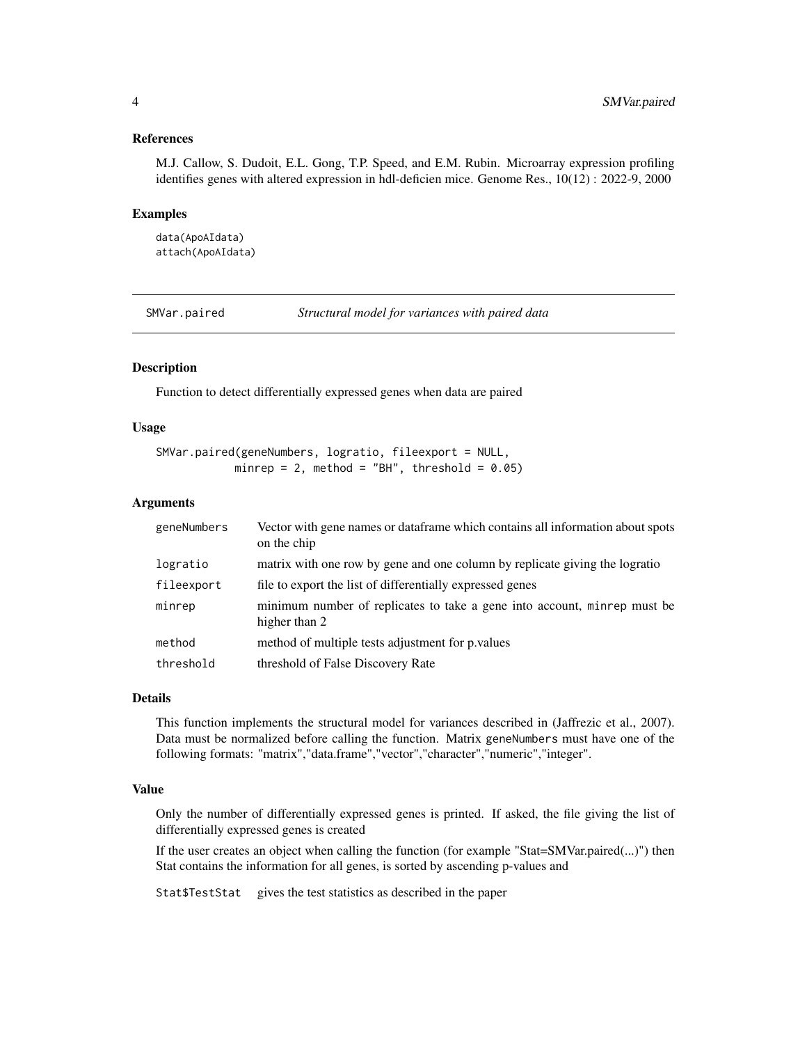### References

M.J. Callow, S. Dudoit, E.L. Gong, T.P. Speed, and E.M. Rubin. Microarray expression profiling identifies genes with altered expression in hdl-deficien mice. Genome Res., 10(12) : 2022-9, 2000

### Examples

```
data(ApoAIdata)
attach(ApoAIdata)
```

---

## SMVar.paired — *Structural model for variances with paired data*

---

### Description

Function to detect differentially expressed genes when data are paired

### Usage

```
SMVar.paired(geneNumbers, logratio, fileexport = NULL,
            minrep = 2, method = "BH", threshold = 0.05)
```

### Arguments

| Argument | Description |
|---|---|
| `geneNumbers` | Vector with gene names or dataframe which contains all information about spots on the chip |
| `logratio` | matrix with one row by gene and one column by replicate giving the logratio |
| `fileexport` | file to export the list of differentially expressed genes |
| `minrep` | minimum number of replicates to take a gene into account, `minrep` must be higher than 2 |
| `method` | method of multiple tests adjustment for p.values |
| `threshold` | threshold of False Discovery Rate |

### Details

This function implements the structural model for variances described in (Jaffrezic et al., 2007). Data must be normalized before calling the function. Matrix `geneNumbers` must have one of the following formats: "matrix","data.frame","vector","character","numeric","integer".

### Value

Only the number of differentially expressed genes is printed. If asked, the file giving the list of differentially expressed genes is created

If the user creates an object when calling the function (for example "Stat=SMVar.paired(...)") then Stat contains the information for all genes, is sorted by ascending p-values and

`Stat$TestStat` gives the test statistics as described in the paper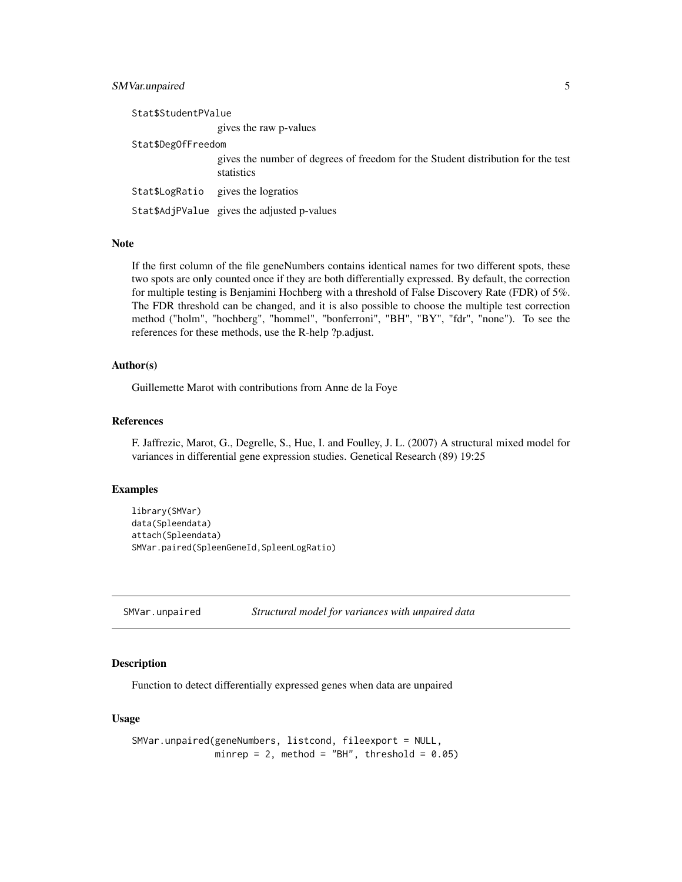Stat$StudentPValue
: gives the raw p-values

Stat$DegOfFreedom
: gives the number of degrees of freedom for the Student distribution for the test statistics

Stat$LogRatio
: gives the logratios

Stat$AdjPValue
: gives the adjusted p-values

### Note

If the first column of the file geneNumbers contains identical names for two different spots, these two spots are only counted once if they are both differentially expressed. By default, the correction for multiple testing is Benjamini Hochberg with a threshold of False Discovery Rate (FDR) of 5%. The FDR threshold can be changed, and it is also possible to choose the multiple test correction method ("holm", "hochberg", "hommel", "bonferroni", "BH", "BY", "fdr", "none"). To see the references for these methods, use the R-help ?p.adjust.

### Author(s)

Guillemette Marot with contributions from Anne de la Foye

### References

F. Jaffrezic, Marot, G., Degrelle, S., Hue, I. and Foulley, J. L. (2007) A structural mixed model for variances in differential gene expression studies. Genetical Research (89) 19:25

### Examples

```
library(SMVar)
data(Spleendata)
attach(Spleendata)
SMVar.paired(SpleenGeneId,SpleenLogRatio)
```

---

## SMVar.unpaired — *Structural model for variances with unpaired data*

---

### Description

Function to detect differentially expressed genes when data are unpaired

### Usage

```
SMVar.unpaired(geneNumbers, listcond, fileexport = NULL,
               minrep = 2, method = "BH", threshold = 0.05)
```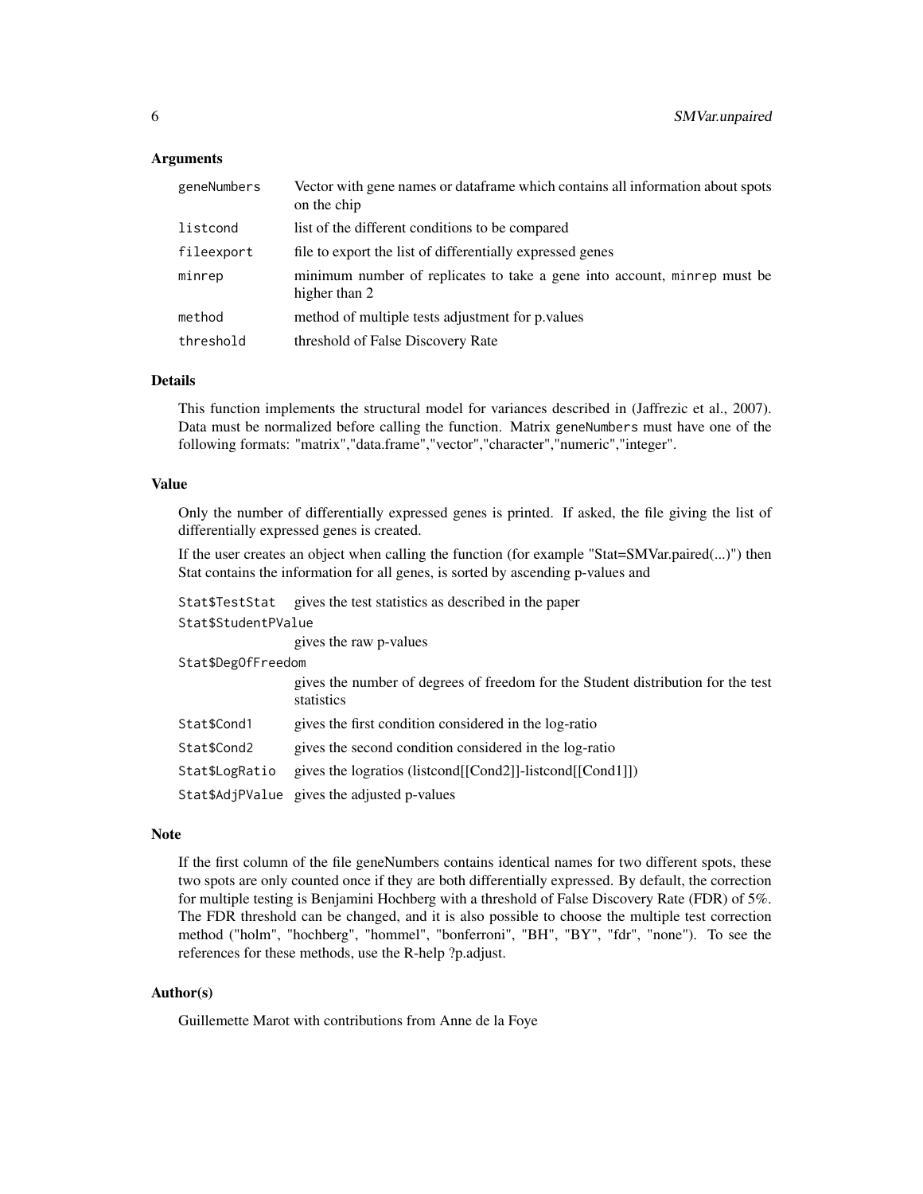## Arguments

| | |
|---|---|
| `geneNumbers` | Vector with gene names or dataframe which contains all information about spots on the chip |
| `listcond` | list of the different conditions to be compared |
| `fileexport` | file to export the list of differentially expressed genes |
| `minrep` | minimum number of replicates to take a gene into account, `minrep` must be higher than 2 |
| `method` | method of multiple tests adjustment for p.values |
| `threshold` | threshold of False Discovery Rate |

## Details

This function implements the structural model for variances described in (Jaffrezic et al., 2007). Data must be normalized before calling the function. Matrix `geneNumbers` must have one of the following formats: "matrix","data.frame","vector","character","numeric","integer".

## Value

Only the number of differentially expressed genes is printed. If asked, the file giving the list of differentially expressed genes is created.

If the user creates an object when calling the function (for example "Stat=SMVar.paired(...)") then Stat contains the information for all genes, is sorted by ascending p-values and

| | |
|---|---|
| `Stat$TestStat` | gives the test statistics as described in the paper |
| `Stat$StudentPValue` | gives the raw p-values |
| `Stat$DegOfFreedom` | gives the number of degrees of freedom for the Student distribution for the test statistics |
| `Stat$Cond1` | gives the first condition considered in the log-ratio |
| `Stat$Cond2` | gives the second condition considered in the log-ratio |
| `Stat$LogRatio` | gives the logratios (listcond[[Cond2]]-listcond[[Cond1]]) |
| `Stat$AdjPValue` | gives the adjusted p-values |

## Note

If the first column of the file geneNumbers contains identical names for two different spots, these two spots are only counted once if they are both differentially expressed. By default, the correction for multiple testing is Benjamini Hochberg with a threshold of False Discovery Rate (FDR) of 5%. The FDR threshold can be changed, and it is also possible to choose the multiple test correction method ("holm", "hochberg", "hommel", "bonferroni", "BH", "BY", "fdr", "none"). To see the references for these methods, use the R-help ?p.adjust.

## Author(s)

Guillemette Marot with contributions from Anne de la Foye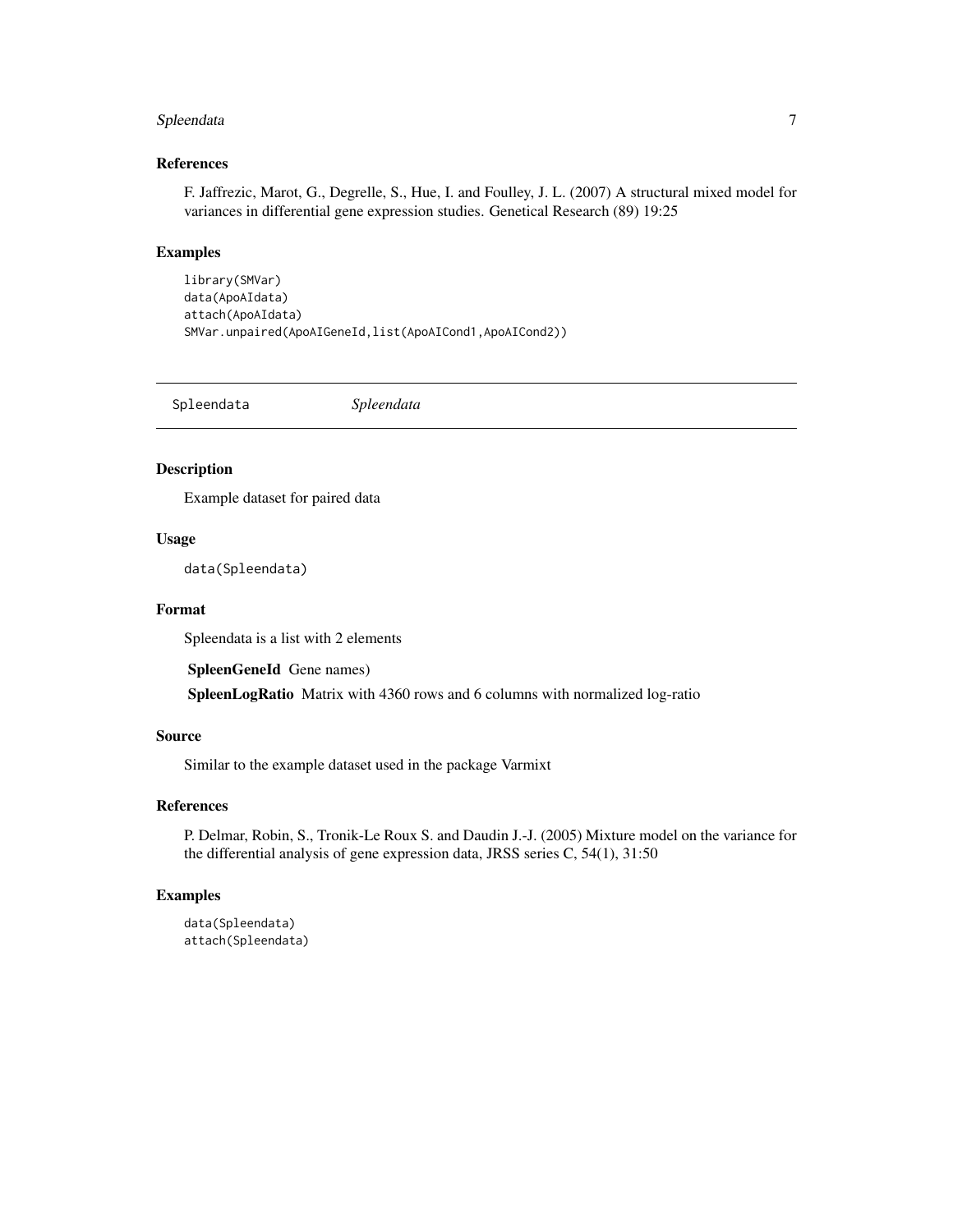### References

F. Jaffrezic, Marot, G., Degrelle, S., Hue, I. and Foulley, J. L. (2007) A structural mixed model for variances in differential gene expression studies. Genetical Research (89) 19:25

### Examples

```
library(SMVar)
data(ApoAIdata)
attach(ApoAIdata)
SMVar.unpaired(ApoAIGeneId,list(ApoAICond1,ApoAICond2))
```

## Spleendata *Spleendata*

### Description

Example dataset for paired data

### Usage

```
data(Spleendata)
```

### Format

Spleendata is a list with 2 elements

**SpleenGeneId** Gene names)

**SpleenLogRatio** Matrix with 4360 rows and 6 columns with normalized log-ratio

### Source

Similar to the example dataset used in the package Varmixt

### References

P. Delmar, Robin, S., Tronik-Le Roux S. and Daudin J.-J. (2005) Mixture model on the variance for the differential analysis of gene expression data, JRSS series C, 54(1), 31:50

### Examples

```
data(Spleendata)
attach(Spleendata)
```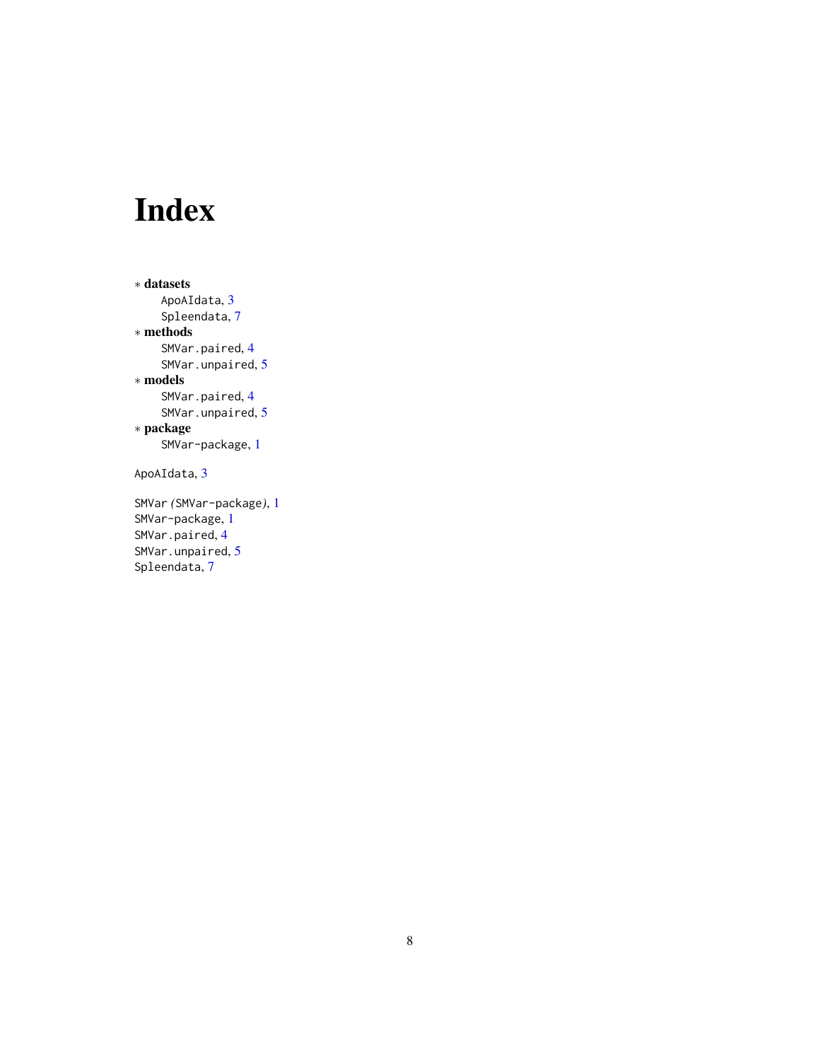# Index

* **datasets**
  - ApoAIdata, 3
  - Spleendata, 7
* **methods**
  - SMVar.paired, 4
  - SMVar.unpaired, 5
* **models**
  - SMVar.paired, 4
  - SMVar.unpaired, 5
* **package**
  - SMVar-package, 1

ApoAIdata, 3

SMVar *(*SMVar-package*)*, 1
SMVar-package, 1
SMVar.paired, 4
SMVar.unpaired, 5
Spleendata, 7